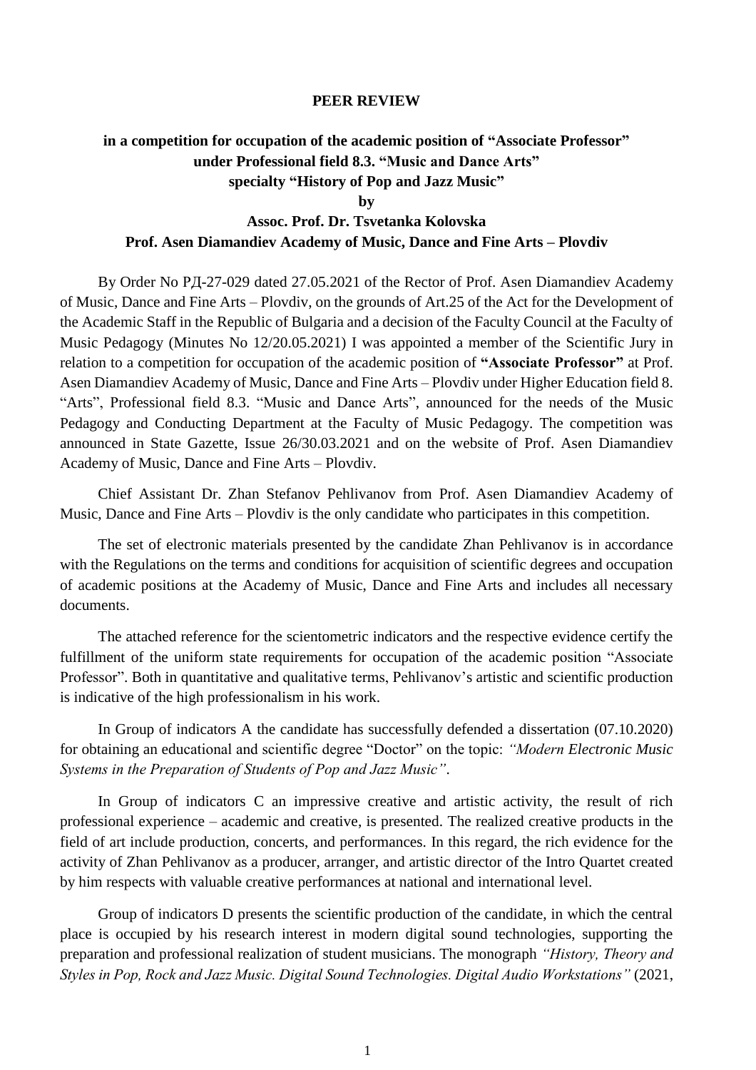**PEER REVIEW**

**in a competition for occupation of the academic position of "Associate Professor" under Professional field 8.3. "Music and Dance Arts" specialty "History of Pop and Jazz Music"**

**by**

**Assoc. Prof. Dr. Tsvetanka Kolovska**
**Prof. Asen Diamandiev Academy of Music, Dance and Fine Arts – Plovdiv**

By Order No РД-27-029 dated 27.05.2021 of the Rector of Prof. Asen Diamandiev Academy of Music, Dance and Fine Arts – Plovdiv, on the grounds of Art.25 of the Act for the Development of the Academic Staff in the Republic of Bulgaria and a decision of the Faculty Council at the Faculty of Music Pedagogy (Minutes No 12/20.05.2021) I was appointed a member of the Scientific Jury in relation to a competition for occupation of the academic position of **"Associate Professor"** at Prof. Asen Diamandiev Academy of Music, Dance and Fine Arts – Plovdiv under Higher Education field 8. "Arts", Professional field 8.3. "Music and Dance Arts", announced for the needs of the Music Pedagogy and Conducting Department at the Faculty of Music Pedagogy. The competition was announced in State Gazette, Issue 26/30.03.2021 and on the website of Prof. Asen Diamandiev Academy of Music, Dance and Fine Arts – Plovdiv.

Chief Assistant Dr. Zhan Stefanov Pehlivanov from Prof. Asen Diamandiev Academy of Music, Dance and Fine Arts – Plovdiv is the only candidate who participates in this competition.

The set of electronic materials presented by the candidate Zhan Pehlivanov is in accordance with the Regulations on the terms and conditions for acquisition of scientific degrees and occupation of academic positions at the Academy of Music, Dance and Fine Arts and includes all necessary documents.

The attached reference for the scientometric indicators and the respective evidence certify the fulfillment of the uniform state requirements for occupation of the academic position "Associate Professor". Both in quantitative and qualitative terms, Pehlivanov's artistic and scientific production is indicative of the high professionalism in his work.

In Group of indicators A the candidate has successfully defended a dissertation (07.10.2020) for obtaining an educational and scientific degree "Doctor" on the topic: *"Modern Electronic Music Systems in the Preparation of Students of Pop and Jazz Music"*.

In Group of indicators C an impressive creative and artistic activity, the result of rich professional experience – academic and creative, is presented. The realized creative products in the field of art include production, concerts, and performances. In this regard, the rich evidence for the activity of Zhan Pehlivanov as a producer, arranger, and artistic director of the Intro Quartet created by him respects with valuable creative performances at national and international level.

Group of indicators D presents the scientific production of the candidate, in which the central place is occupied by his research interest in modern digital sound technologies, supporting the preparation and professional realization of student musicians. The monograph *"History, Theory and Styles in Pop, Rock and Jazz Music. Digital Sound Technologies. Digital Audio Workstations"* (2021,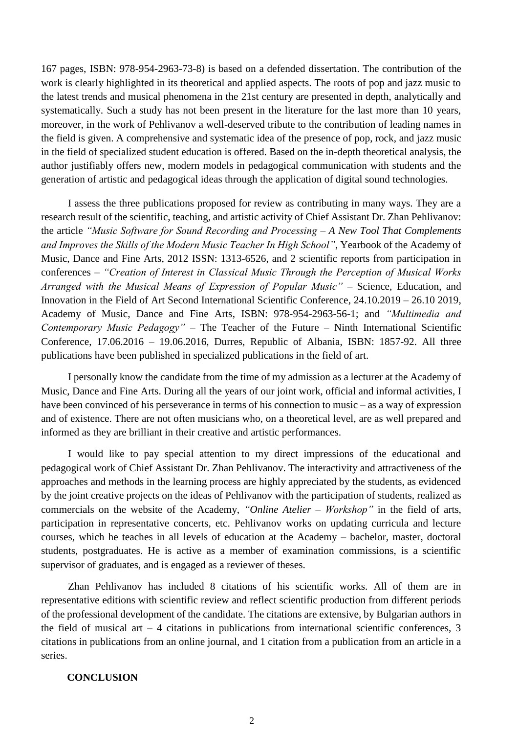167 pages, ISBN: 978-954-2963-73-8) is based on a defended dissertation. The contribution of the work is clearly highlighted in its theoretical and applied aspects. The roots of pop and jazz music to the latest trends and musical phenomena in the 21st century are presented in depth, analytically and systematically. Such a study has not been present in the literature for the last more than 10 years, moreover, in the work of Pehlivanov a well-deserved tribute to the contribution of leading names in the field is given. A comprehensive and systematic idea of the presence of pop, rock, and jazz music in the field of specialized student education is offered. Based on the in-depth theoretical analysis, the author justifiably offers new, modern models in pedagogical communication with students and the generation of artistic and pedagogical ideas through the application of digital sound technologies.

I assess the three publications proposed for review as contributing in many ways. They are a research result of the scientific, teaching, and artistic activity of Chief Assistant Dr. Zhan Pehlivanov: the article *"Music Software for Sound Recording and Processing – A New Tool That Complements and Improves the Skills of the Modern Music Teacher In High School"*, Yearbook of the Academy of Music, Dance and Fine Arts, 2012 ISSN: 1313-6526, and 2 scientific reports from participation in conferences – *"Creation of Interest in Classical Music Through the Perception of Musical Works Arranged with the Musical Means of Expression of Popular Music"* – Science, Education, and Innovation in the Field of Art Second International Scientific Conference, 24.10.2019 – 26.10 2019, Academy of Music, Dance and Fine Arts, ISBN: 978-954-2963-56-1; and *"Multimedia and Contemporary Music Pedagogy"* – The Teacher of the Future – Ninth International Scientific Conference, 17.06.2016 – 19.06.2016, Durres, Republic of Albania, ISBN: 1857-92. All three publications have been published in specialized publications in the field of art.

I personally know the candidate from the time of my admission as a lecturer at the Academy of Music, Dance and Fine Arts. During all the years of our joint work, official and informal activities, I have been convinced of his perseverance in terms of his connection to music – as a way of expression and of existence. There are not often musicians who, on a theoretical level, are as well prepared and informed as they are brilliant in their creative and artistic performances.

I would like to pay special attention to my direct impressions of the educational and pedagogical work of Chief Assistant Dr. Zhan Pehlivanov. The interactivity and attractiveness of the approaches and methods in the learning process are highly appreciated by the students, as evidenced by the joint creative projects on the ideas of Pehlivanov with the participation of students, realized as commercials on the website of the Academy, *"Online Atelier – Workshop"* in the field of arts, participation in representative concerts, etc. Pehlivanov works on updating curricula and lecture courses, which he teaches in all levels of education at the Academy – bachelor, master, doctoral students, postgraduates. He is active as a member of examination commissions, is a scientific supervisor of graduates, and is engaged as a reviewer of theses.

Zhan Pehlivanov has included 8 citations of his scientific works. All of them are in representative editions with scientific review and reflect scientific production from different periods of the professional development of the candidate. The citations are extensive, by Bulgarian authors in the field of musical art – 4 citations in publications from international scientific conferences, 3 citations in publications from an online journal, and 1 citation from a publication from an article in a series.

**CONCLUSION**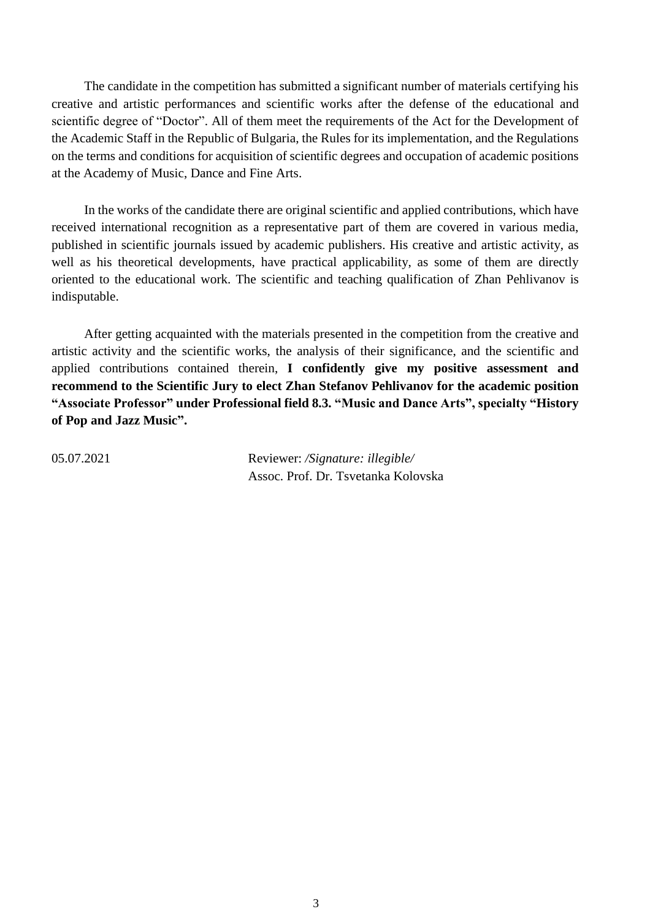The candidate in the competition has submitted a significant number of materials certifying his creative and artistic performances and scientific works after the defense of the educational and scientific degree of "Doctor". All of them meet the requirements of the Act for the Development of the Academic Staff in the Republic of Bulgaria, the Rules for its implementation, and the Regulations on the terms and conditions for acquisition of scientific degrees and occupation of academic positions at the Academy of Music, Dance and Fine Arts.

In the works of the candidate there are original scientific and applied contributions, which have received international recognition as a representative part of them are covered in various media, published in scientific journals issued by academic publishers. His creative and artistic activity, as well as his theoretical developments, have practical applicability, as some of them are directly oriented to the educational work. The scientific and teaching qualification of Zhan Pehlivanov is indisputable.

After getting acquainted with the materials presented in the competition from the creative and artistic activity and the scientific works, the analysis of their significance, and the scientific and applied contributions contained therein, **I confidently give my positive assessment and recommend to the Scientific Jury to elect Zhan Stefanov Pehlivanov for the academic position "Associate Professor" under Professional field 8.3. "Music and Dance Arts", specialty "History of Pop and Jazz Music".**

05.07.2021

Reviewer: */Signature: illegible/*
Assoc. Prof. Dr. Tsvetanka Kolovska